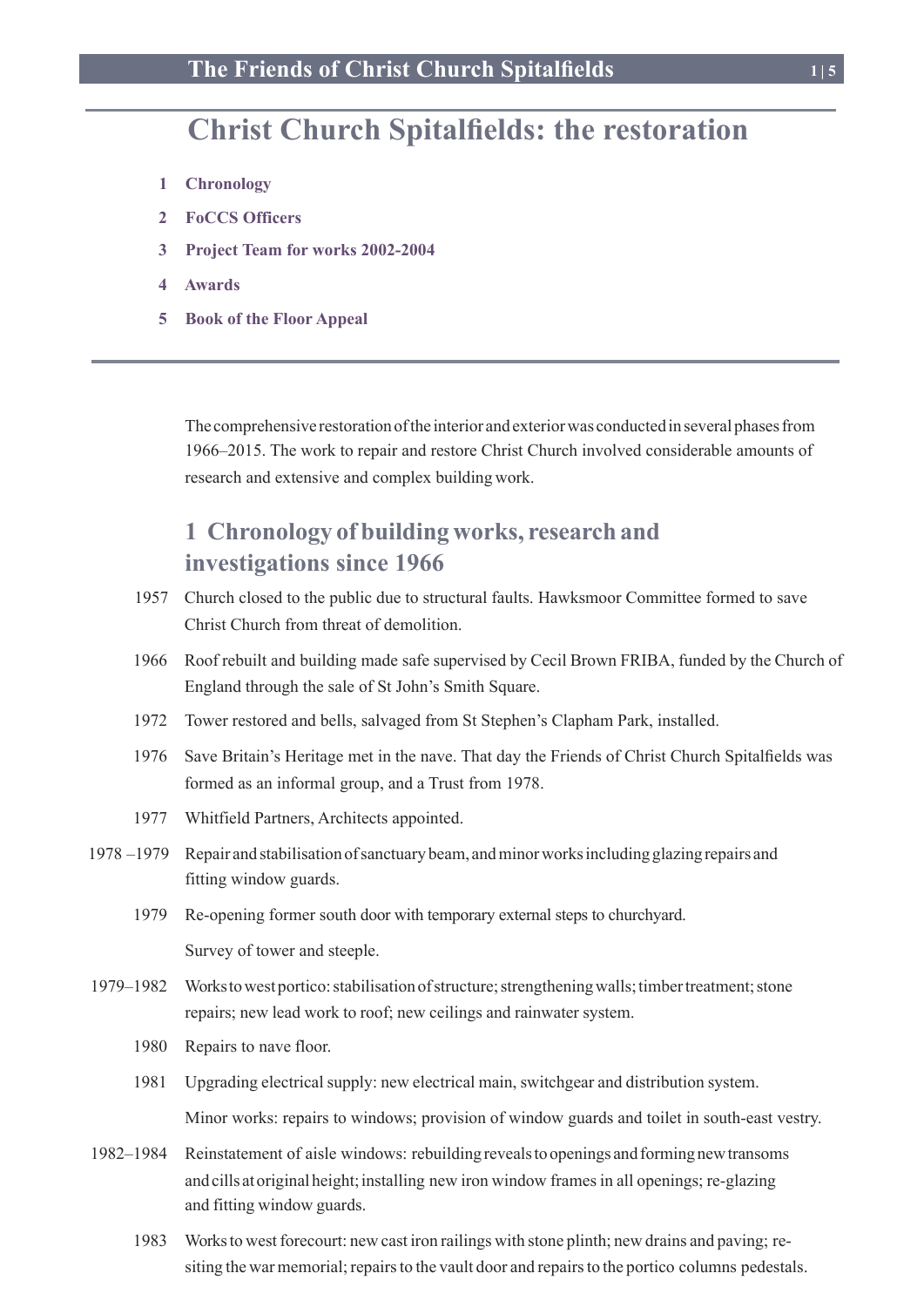# Christ Church Spitalfields: the restoration

1. **Chronology**
2. **FoCCS Officers**
3. **Project Team for works 2002-2004**
4. **Awards**
5. **Book of the Floor Appeal**

---

The comprehensive restoration of the interior and exterior was conducted in several phases from 1966–2015. The work to repair and restore Christ Church involved considerable amounts of research and extensive and complex building work.

## 1 Chronology of building works, research and investigations since 1966

| | |
|---|---|
| 1957 | Church closed to the public due to structural faults. Hawksmoor Committee formed to save Christ Church from threat of demolition. |
| 1966 | Roof rebuilt and building made safe supervised by Cecil Brown FRIBA, funded by the Church of England through the sale of St John's Smith Square. |
| 1972 | Tower restored and bells, salvaged from St Stephen's Clapham Park, installed. |
| 1976 | Save Britain's Heritage met in the nave. That day the Friends of Christ Church Spitalfields was formed as an informal group, and a Trust from 1978. |
| 1977 | Whitfield Partners, Architects appointed. |
| 1978 –1979 | Repair and stabilisation of sanctuary beam, and minor works including glazing repairs and fitting window guards. |
| 1979 | Re-opening former south door with temporary external steps to churchyard. |
| | Survey of tower and steeple. |
| 1979–1982 | Works to west portico: stabilisation of structure; strengthening walls; timber treatment; stone repairs; new lead work to roof; new ceilings and rainwater system. |
| 1980 | Repairs to nave floor. |
| 1981 | Upgrading electrical supply: new electrical main, switchgear and distribution system. |
| | Minor works: repairs to windows; provision of window guards and toilet in south-east vestry. |
| 1982–1984 | Reinstatement of aisle windows: rebuilding reveals to openings and forming new transoms and cills at original height; installing new iron window frames in all openings; re-glazing and fitting window guards. |
| 1983 | Works to west forecourt: new cast iron railings with stone plinth; new drains and paving; re-siting the war memorial; repairs to the vault door and repairs to the portico columns pedestals. |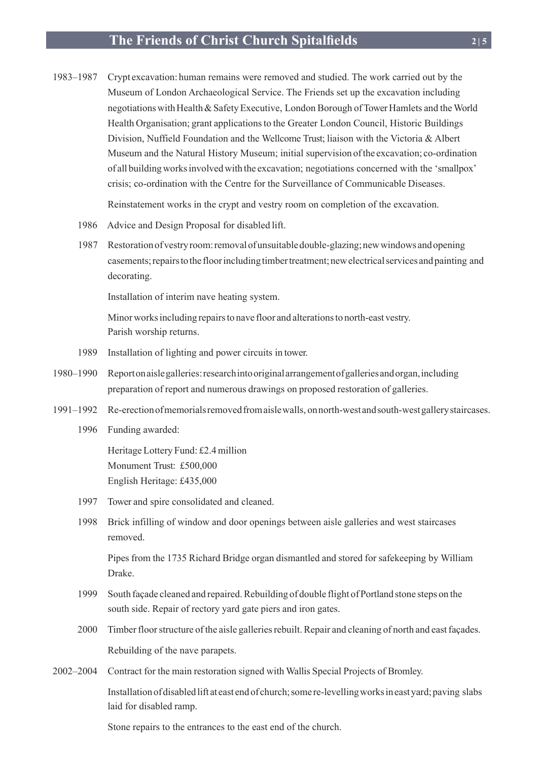**1983–1987** Crypt excavation: human remains were removed and studied. The work carried out by the Museum of London Archaeological Service. The Friends set up the excavation including negotiations with Health & Safety Executive, London Borough of Tower Hamlets and the World Health Organisation; grant applications to the Greater London Council, Historic Buildings Division, Nuffield Foundation and the Wellcome Trust; liaison with the Victoria & Albert Museum and the Natural History Museum; initial supervision of the excavation; co-ordination of all building works involved with the excavation; negotiations concerned with the 'smallpox' crisis; co-ordination with the Centre for the Surveillance of Communicable Diseases.

Reinstatement works in the crypt and vestry room on completion of the excavation.

**1986** Advice and Design Proposal for disabled lift.

**1987** Restoration of vestry room: removal of unsuitable double-glazing; new windows and opening casements; repairs to the floor including timber treatment; new electrical services and painting and decorating.

Installation of interim nave heating system.

Minor works including repairs to nave floor and alterations to north-east vestry.
Parish worship returns.

**1989** Installation of lighting and power circuits in tower.

**1980–1990** Report on aisle galleries: research into original arrangement of galleries and organ, including preparation of report and numerous drawings on proposed restoration of galleries.

**1991–1992** Re-erection of memorials removed from aisle walls, on north-west and south-west gallery staircases.

**1996** Funding awarded:

Heritage Lottery Fund: £2.4 million
Monument Trust: £500,000
English Heritage: £435,000

**1997** Tower and spire consolidated and cleaned.

**1998** Brick infilling of window and door openings between aisle galleries and west staircases removed.

Pipes from the 1735 Richard Bridge organ dismantled and stored for safekeeping by William Drake.

**1999** South façade cleaned and repaired. Rebuilding of double flight of Portland stone steps on the south side. Repair of rectory yard gate piers and iron gates.

**2000** Timber floor structure of the aisle galleries rebuilt. Repair and cleaning of north and east façades.

Rebuilding of the nave parapets.

**2002–2004** Contract for the main restoration signed with Wallis Special Projects of Bromley.

Installation of disabled lift at east end of church; some re-levelling works in east yard; paving slabs laid for disabled ramp.

Stone repairs to the entrances to the east end of the church.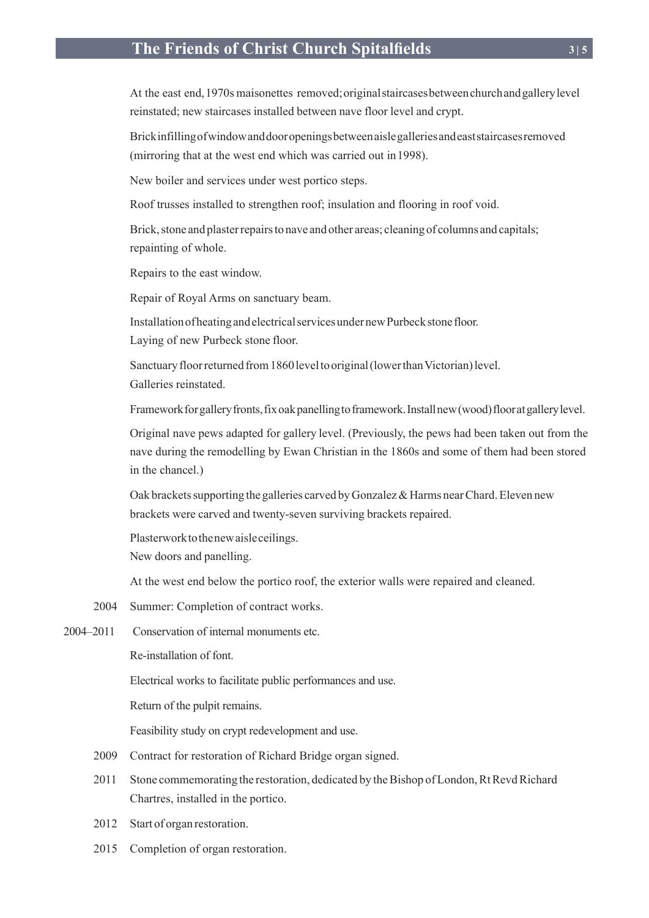At the east end, 1970s maisonettes removed; original staircases between church and gallery level reinstated; new staircases installed between nave floor level and crypt.

Brick infilling of window and door openings between aisle galleries and east staircases removed (mirroring that at the west end which was carried out in 1998).

New boiler and services under west portico steps.

Roof trusses installed to strengthen roof; insulation and flooring in roof void.

Brick, stone and plaster repairs to nave and other areas; cleaning of columns and capitals; repainting of whole.

Repairs to the east window.

Repair of Royal Arms on sanctuary beam.

Installation of heating and electrical services under new Purbeck stone floor.
Laying of new Purbeck stone floor.

Sanctuary floor returned from 1860 level to original (lower than Victorian) level.
Galleries reinstated.

Framework for gallery fronts, fix oak panelling to framework. Install new (wood) floor at gallery level.

Original nave pews adapted for gallery level. (Previously, the pews had been taken out from the nave during the remodelling by Ewan Christian in the 1860s and some of them had been stored in the chancel.)

Oak brackets supporting the galleries carved by Gonzalez & Harms near Chard. Eleven new brackets were carved and twenty-seven surviving brackets repaired.

Plasterwork to the new aisle ceilings.
New doors and panelling.

At the west end below the portico roof, the exterior walls were repaired and cleaned.

2004 Summer: Completion of contract works.

2004–2011 Conservation of internal monuments etc.

Re-installation of font.

Electrical works to facilitate public performances and use.

Return of the pulpit remains.

Feasibility study on crypt redevelopment and use.

2009 Contract for restoration of Richard Bridge organ signed.

2011 Stone commemorating the restoration, dedicated by the Bishop of London, Rt Revd Richard Chartres, installed in the portico.

2012 Start of organ restoration.

2015 Completion of organ restoration.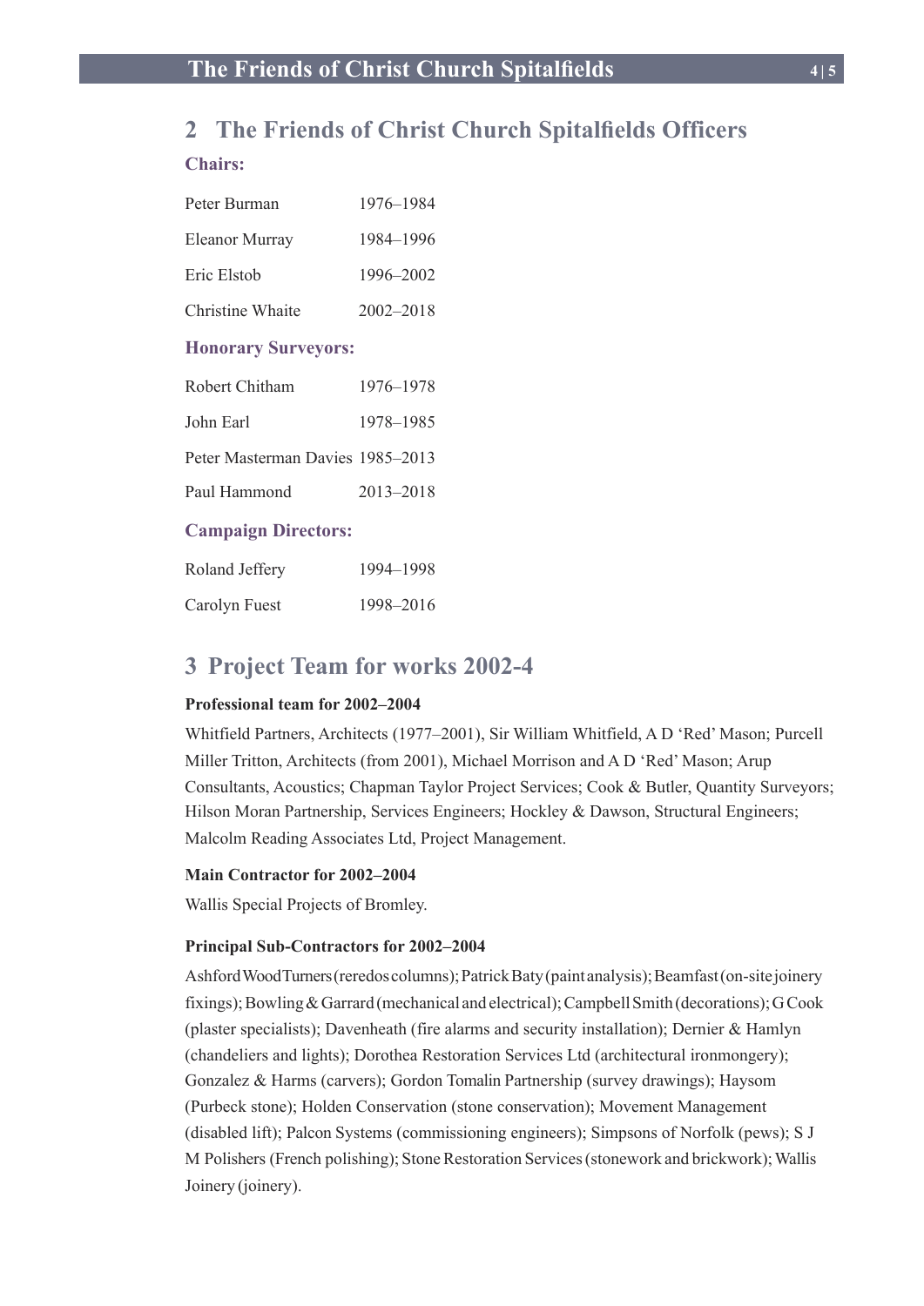## 2 The Friends of Christ Church Spitalfields Officers

### Chairs:

| | |
|---|---|
| Peter Burman | 1976–1984 |
| Eleanor Murray | 1984–1996 |
| Eric Elstob | 1996–2002 |
| Christine Whaite | 2002–2018 |

### Honorary Surveyors:

| | |
|---|---|
| Robert Chitham | 1976–1978 |
| John Earl | 1978–1985 |
| Peter Masterman Davies | 1985–2013 |
| Paul Hammond | 2013–2018 |

### Campaign Directors:

| | |
|---|---|
| Roland Jeffery | 1994–1998 |
| Carolyn Fuest | 1998–2016 |

## 3 Project Team for works 2002-4

**Professional team for 2002–2004**

Whitfield Partners, Architects (1977–2001), Sir William Whitfield, A D 'Red' Mason; Purcell Miller Tritton, Architects (from 2001), Michael Morrison and A D 'Red' Mason; Arup Consultants, Acoustics; Chapman Taylor Project Services; Cook & Butler, Quantity Surveyors; Hilson Moran Partnership, Services Engineers; Hockley & Dawson, Structural Engineers; Malcolm Reading Associates Ltd, Project Management.

**Main Contractor for 2002–2004**

Wallis Special Projects of Bromley.

**Principal Sub-Contractors for 2002–2004**

Ashford Wood Turners (reredos columns); Patrick Baty (paint analysis); Beamfast (on-site joinery fixings); Bowling & Garrard (mechanical and electrical); Campbell Smith (decorations); G Cook (plaster specialists); Davenheath (fire alarms and security installation); Dernier & Hamlyn (chandeliers and lights); Dorothea Restoration Services Ltd (architectural ironmongery); Gonzalez & Harms (carvers); Gordon Tomalin Partnership (survey drawings); Haysom (Purbeck stone); Holden Conservation (stone conservation); Movement Management (disabled lift); Palcon Systems (commissioning engineers); Simpsons of Norfolk (pews); S J M Polishers (French polishing); Stone Restoration Services (stonework and brickwork); Wallis Joinery (joinery).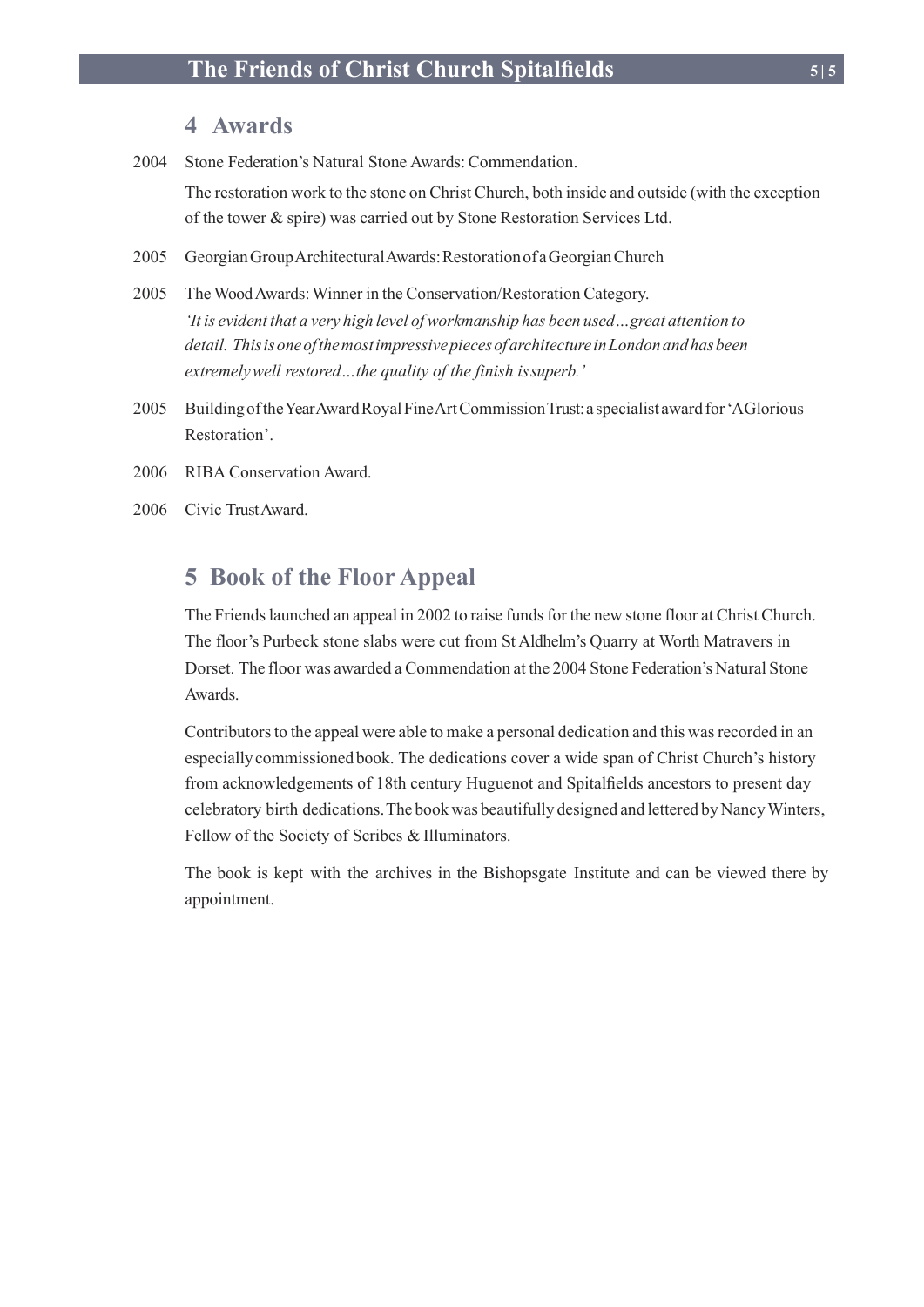## 4 Awards

2004 Stone Federation's Natural Stone Awards: Commendation.

The restoration work to the stone on Christ Church, both inside and outside (with the exception of the tower & spire) was carried out by Stone Restoration Services Ltd.

2005 Georgian Group Architectural Awards: Restoration of a Georgian Church

2005 The Wood Awards: Winner in the Conservation/Restoration Category.
*'It is evident that a very high level of workmanship has been used…great attention to detail. This is one of the most impressive pieces of architecture in London and has been extremely well restored…the quality of the finish is superb.'*

2005 Building of the Year Award Royal Fine Art Commission Trust: a specialist award for 'A Glorious Restoration'.

2006 RIBA Conservation Award.

2006 Civic Trust Award.

## 5 Book of the Floor Appeal

The Friends launched an appeal in 2002 to raise funds for the new stone floor at Christ Church. The floor's Purbeck stone slabs were cut from St Aldhelm's Quarry at Worth Matravers in Dorset. The floor was awarded a Commendation at the 2004 Stone Federation's Natural Stone Awards.

Contributors to the appeal were able to make a personal dedication and this was recorded in an especially commissioned book. The dedications cover a wide span of Christ Church's history from acknowledgements of 18th century Huguenot and Spitalfields ancestors to present day celebratory birth dedications. The book was beautifully designed and lettered by Nancy Winters, Fellow of the Society of Scribes & Illuminators.

The book is kept with the archives in the Bishopsgate Institute and can be viewed there by appointment.